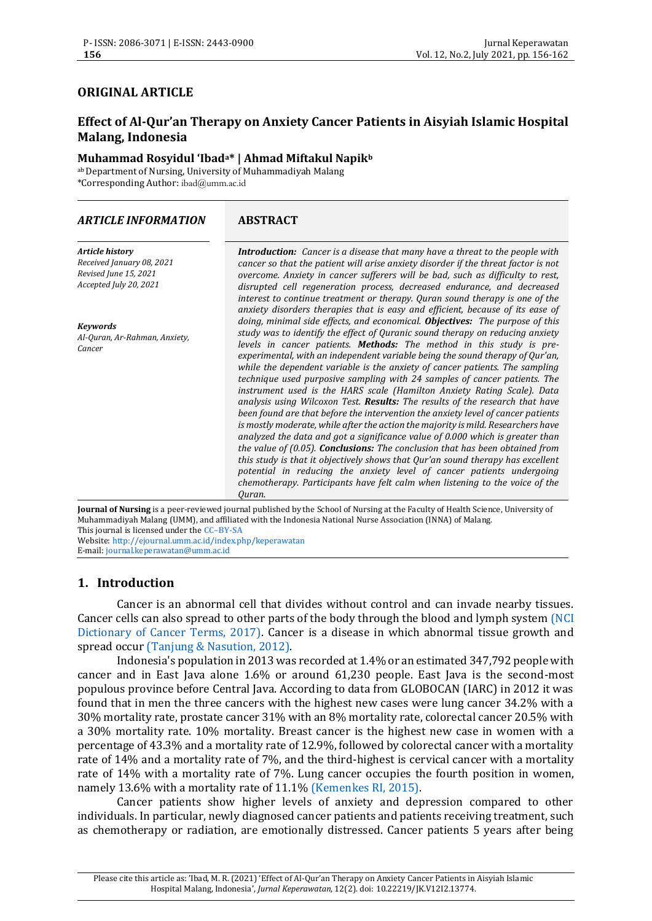## ORIGINAL ARTICLE

# Effect of Al-Qur'an Therapy on Anxiety Cancer Patients in Aisyiah Islamic Hospital Malang, Indonesia

**Muhammad Rosyidul 'Ibad[a]* | Ahmad Miftakul Napik[b]**

[ab] Department of Nursing, University of Muhammadiyah Malang
*Corresponding Author: ibad@umm.ac.id

### ARTICLE INFORMATION

*Article history*
*Received January 08, 2021*
*Revised June 15, 2021*
*Accepted July 20, 2021*

*Keywords*
*Al-Quran, Ar-Rahman, Anxiety, Cancer*

### ABSTRACT

***Introduction:*** *Cancer is a disease that many have a threat to the people with cancer so that the patient will arise anxiety disorder if the threat factor is not overcome. Anxiety in cancer sufferers will be bad, such as difficulty to rest, disrupted cell regeneration process, decreased endurance, and decreased interest to continue treatment or therapy. Quran sound therapy is one of the anxiety disorders therapies that is easy and efficient, because of its ease of doing, minimal side effects, and economical.* ***Objectives:*** *The purpose of this study was to identify the effect of Quranic sound therapy on reducing anxiety levels in cancer patients.* ***Methods:*** *The method in this study is pre-experimental, with an independent variable being the sound therapy of Qur'an, while the dependent variable is the anxiety of cancer patients. The sampling technique used purposive sampling with 24 samples of cancer patients. The instrument used is the HARS scale (Hamilton Anxiety Rating Scale). Data analysis using Wilcoxon Test.* ***Results:*** *The results of the research that have been found are that before the intervention the anxiety level of cancer patients is mostly moderate, while after the action the majority is mild. Researchers have analyzed the data and got a significance value of 0.000 which is greater than the value of (0.05).* ***Conclusions:*** *The conclusion that has been obtained from this study is that it objectively shows that Qur'an sound therapy has excellent potential in reducing the anxiety level of cancer patients undergoing chemotherapy. Participants have felt calm when listening to the voice of the Quran.*

**Journal of Nursing** is a peer-reviewed journal published by the School of Nursing at the Faculty of Health Science, University of Muhammadiyah Malang (UMM), and affiliated with the Indonesia National Nurse Association (INNA) of Malang.
This journal is licensed under the CC–BY-SA
Website: http://ejournal.umm.ac.id/index.php/keperawatan
E-mail: journal.keperawatan@umm.ac.id

## 1. Introduction

Cancer is an abnormal cell that divides without control and can invade nearby tissues. Cancer cells can also spread to other parts of the body through the blood and lymph system (NCI Dictionary of Cancer Terms, 2017). Cancer is a disease in which abnormal tissue growth and spread occur (Tanjung & Nasution, 2012).

Indonesia's population in 2013 was recorded at 1.4% or an estimated 347,792 people with cancer and in East Java alone 1.6% or around 61,230 people. East Java is the second-most populous province before Central Java. According to data from GLOBOCAN (IARC) in 2012 it was found that in men the three cancers with the highest new cases were lung cancer 34.2% with a 30% mortality rate, prostate cancer 31% with an 8% mortality rate, colorectal cancer 20.5% with a 30% mortality rate. 10% mortality. Breast cancer is the highest new case in women with a percentage of 43.3% and a mortality rate of 12.9%, followed by colorectal cancer with a mortality rate of 14% and a mortality rate of 7%, and the third-highest is cervical cancer with a mortality rate of 14% with a mortality rate of 7%. Lung cancer occupies the fourth position in women, namely 13.6% with a mortality rate of 11.1% (Kemenkes RI, 2015).

Cancer patients show higher levels of anxiety and depression compared to other individuals. In particular, newly diagnosed cancer patients and patients receiving treatment, such as chemotherapy or radiation, are emotionally distressed. Cancer patients 5 years after being

Please cite this article as: 'Ibad, M. R. (2021) 'Effect of Al-Qur'an Therapy on Anxiety Cancer Patients in Aisyiah Islamic Hospital Malang, Indonesia', *Jurnal Keperawatan*, 12(2). doi: 10.22219/JK.V12I2.13774.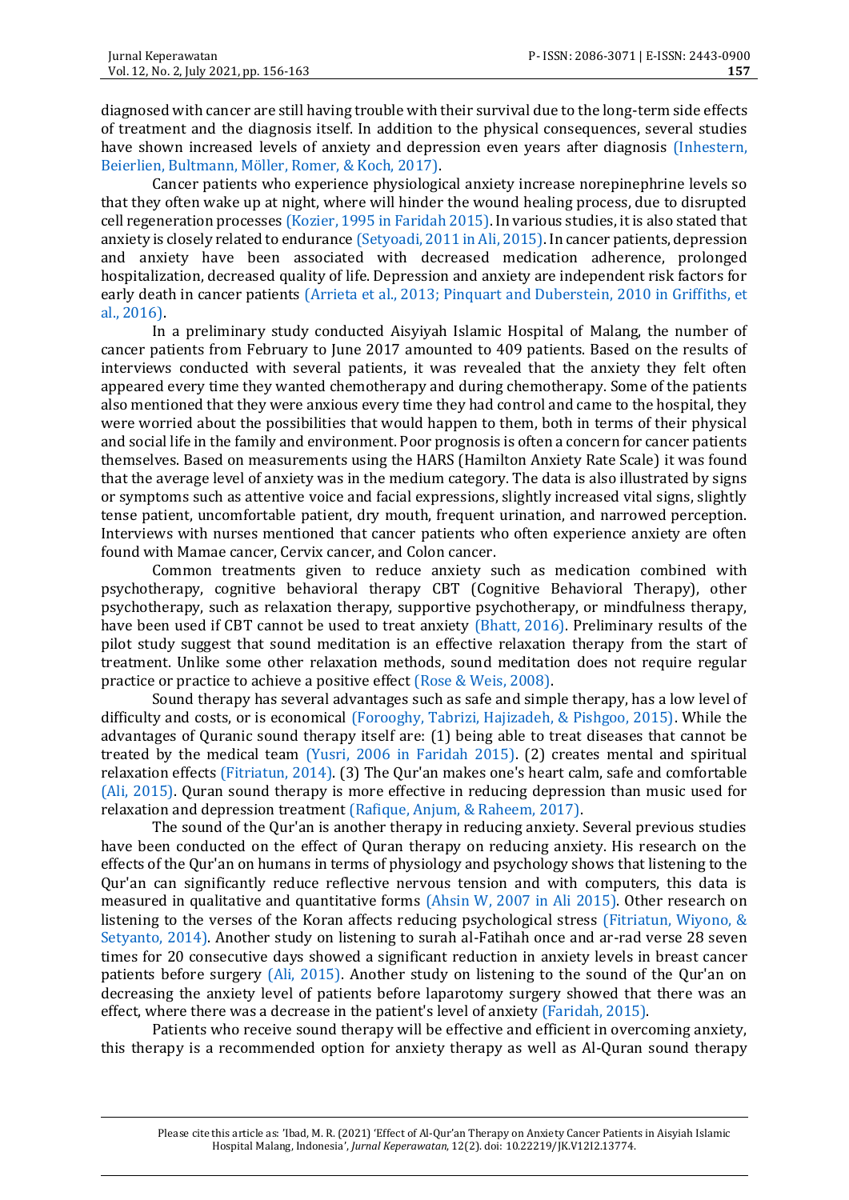diagnosed with cancer are still having trouble with their survival due to the long-term side effects of treatment and the diagnosis itself. In addition to the physical consequences, several studies have shown increased levels of anxiety and depression even years after diagnosis (Inhestern, Beierlien, Bultmann, Möller, Romer, & Koch, 2017).

Cancer patients who experience physiological anxiety increase norepinephrine levels so that they often wake up at night, where will hinder the wound healing process, due to disrupted cell regeneration processes (Kozier, 1995 in Faridah 2015). In various studies, it is also stated that anxiety is closely related to endurance (Setyoadi, 2011 in Ali, 2015). In cancer patients, depression and anxiety have been associated with decreased medication adherence, prolonged hospitalization, decreased quality of life. Depression and anxiety are independent risk factors for early death in cancer patients (Arrieta et al., 2013; Pinquart and Duberstein, 2010 in Griffiths, et al., 2016).

In a preliminary study conducted Aisyiyah Islamic Hospital of Malang, the number of cancer patients from February to June 2017 amounted to 409 patients. Based on the results of interviews conducted with several patients, it was revealed that the anxiety they felt often appeared every time they wanted chemotherapy and during chemotherapy. Some of the patients also mentioned that they were anxious every time they had control and came to the hospital, they were worried about the possibilities that would happen to them, both in terms of their physical and social life in the family and environment. Poor prognosis is often a concern for cancer patients themselves. Based on measurements using the HARS (Hamilton Anxiety Rate Scale) it was found that the average level of anxiety was in the medium category. The data is also illustrated by signs or symptoms such as attentive voice and facial expressions, slightly increased vital signs, slightly tense patient, uncomfortable patient, dry mouth, frequent urination, and narrowed perception. Interviews with nurses mentioned that cancer patients who often experience anxiety are often found with Mamae cancer, Cervix cancer, and Colon cancer.

Common treatments given to reduce anxiety such as medication combined with psychotherapy, cognitive behavioral therapy CBT (Cognitive Behavioral Therapy), other psychotherapy, such as relaxation therapy, supportive psychotherapy, or mindfulness therapy, have been used if CBT cannot be used to treat anxiety (Bhatt, 2016). Preliminary results of the pilot study suggest that sound meditation is an effective relaxation therapy from the start of treatment. Unlike some other relaxation methods, sound meditation does not require regular practice or practice to achieve a positive effect (Rose & Weis, 2008).

Sound therapy has several advantages such as safe and simple therapy, has a low level of difficulty and costs, or is economical (Forooghy, Tabrizi, Hajizadeh, & Pishgoo, 2015). While the advantages of Quranic sound therapy itself are: (1) being able to treat diseases that cannot be treated by the medical team (Yusri, 2006 in Faridah 2015). (2) creates mental and spiritual relaxation effects (Fitriatun, 2014). (3) The Qur'an makes one's heart calm, safe and comfortable (Ali, 2015). Quran sound therapy is more effective in reducing depression than music used for relaxation and depression treatment (Rafique, Anjum, & Raheem, 2017).

The sound of the Qur'an is another therapy in reducing anxiety. Several previous studies have been conducted on the effect of Quran therapy on reducing anxiety. His research on the effects of the Qur'an on humans in terms of physiology and psychology shows that listening to the Qur'an can significantly reduce reflective nervous tension and with computers, this data is measured in qualitative and quantitative forms (Ahsin W, 2007 in Ali 2015). Other research on listening to the verses of the Koran affects reducing psychological stress (Fitriatun, Wiyono, & Setyanto, 2014). Another study on listening to surah al-Fatihah once and ar-rad verse 28 seven times for 20 consecutive days showed a significant reduction in anxiety levels in breast cancer patients before surgery (Ali, 2015). Another study on listening to the sound of the Qur'an on decreasing the anxiety level of patients before laparotomy surgery showed that there was an effect, where there was a decrease in the patient's level of anxiety (Faridah, 2015).

Patients who receive sound therapy will be effective and efficient in overcoming anxiety, this therapy is a recommended option for anxiety therapy as well as Al-Quran sound therapy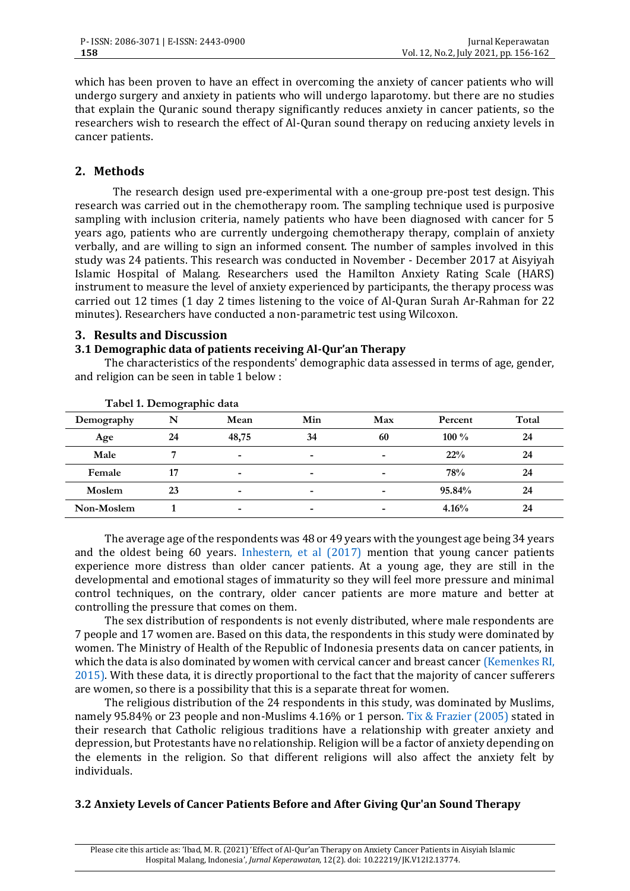which has been proven to have an effect in overcoming the anxiety of cancer patients who will undergo surgery and anxiety in patients who will undergo laparotomy. but there are no studies that explain the Quranic sound therapy significantly reduces anxiety in cancer patients, so the researchers wish to research the effect of Al-Quran sound therapy on reducing anxiety levels in cancer patients.

## 2. Methods

The research design used pre-experimental with a one-group pre-post test design. This research was carried out in the chemotherapy room. The sampling technique used is purposive sampling with inclusion criteria, namely patients who have been diagnosed with cancer for 5 years ago, patients who are currently undergoing chemotherapy therapy, complain of anxiety verbally, and are willing to sign an informed consent. The number of samples involved in this study was 24 patients. This research was conducted in November - December 2017 at Aisyiyah Islamic Hospital of Malang. Researchers used the Hamilton Anxiety Rating Scale (HARS) instrument to measure the level of anxiety experienced by participants, the therapy process was carried out 12 times (1 day 2 times listening to the voice of Al-Quran Surah Ar-Rahman for 22 minutes). Researchers have conducted a non-parametric test using Wilcoxon.

## 3. Results and Discussion

### 3.1 Demographic data of patients receiving Al-Qur'an Therapy

The characteristics of the respondents' demographic data assessed in terms of age, gender, and religion can be seen in table 1 below :

**Tabel 1. Demographic data**

| Demography | N | Mean | Min | Max | Percent | Total |
|---|---|---|---|---|---|---|
| Age | 24 | 48,75 | 34 | 60 | 100 % | 24 |
| Male | 7 | - | - | - | 22% | 24 |
| Female | 17 | - | - | - | 78% | 24 |
| Moslem | 23 | - | - | - | 95.84% | 24 |
| Non-Moslem | 1 | - | - | - | 4.16% | 24 |

The average age of the respondents was 48 or 49 years with the youngest age being 34 years and the oldest being 60 years. Inhestern, et al (2017) mention that young cancer patients experience more distress than older cancer patients. At a young age, they are still in the developmental and emotional stages of immaturity so they will feel more pressure and minimal control techniques, on the contrary, older cancer patients are more mature and better at controlling the pressure that comes on them.

The sex distribution of respondents is not evenly distributed, where male respondents are 7 people and 17 women are. Based on this data, the respondents in this study were dominated by women. The Ministry of Health of the Republic of Indonesia presents data on cancer patients, in which the data is also dominated by women with cervical cancer and breast cancer (Kemenkes RI, 2015). With these data, it is directly proportional to the fact that the majority of cancer sufferers are women, so there is a possibility that this is a separate threat for women.

The religious distribution of the 24 respondents in this study, was dominated by Muslims, namely 95.84% or 23 people and non-Muslims 4.16% or 1 person. Tix & Frazier (2005) stated in their research that Catholic religious traditions have a relationship with greater anxiety and depression, but Protestants have no relationship. Religion will be a factor of anxiety depending on the elements in the religion. So that different religions will also affect the anxiety felt by individuals.

### 3.2 Anxiety Levels of Cancer Patients Before and After Giving Qur'an Sound Therapy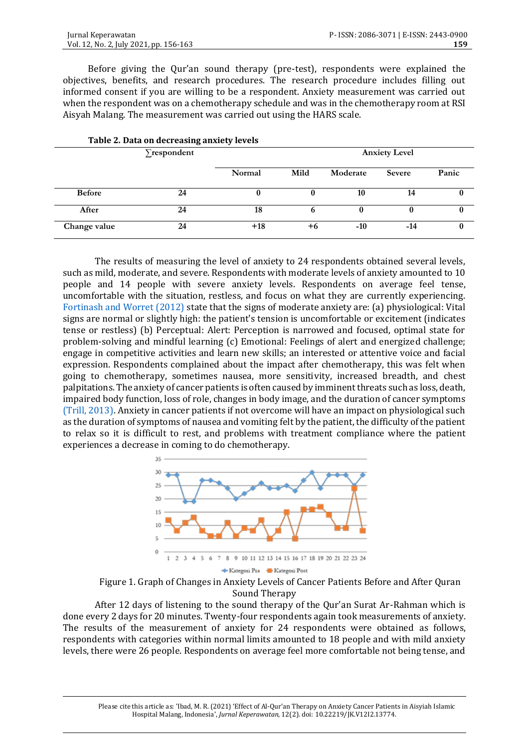Before giving the Qur'an sound therapy (pre-test), respondents were explained the objectives, benefits, and research procedures. The research procedure includes filling out informed consent if you are willing to be a respondent. Anxiety measurement was carried out when the respondent was on a chemotherapy schedule and was in the chemotherapy room at RSI Aisyah Malang. The measurement was carried out using the HARS scale.

**Table 2. Data on decreasing anxiety levels**

| | ∑respondent | Anxiety Level | | | | |
|---|---|---|---|---|---|---|
| | | Normal | Mild | Moderate | Severe | Panic |
| **Before** | **24** | **0** | **0** | **10** | **14** | **0** |
| **After** | **24** | **18** | **6** | **0** | **0** | **0** |
| **Change value** | **24** | **+18** | **+6** | **-10** | **-14** | **0** |

The results of measuring the level of anxiety to 24 respondents obtained several levels, such as mild, moderate, and severe. Respondents with moderate levels of anxiety amounted to 10 people and 14 people with severe anxiety levels. Respondents on average feel tense, uncomfortable with the situation, restless, and focus on what they are currently experiencing. Fortinash and Worret (2012) state that the signs of moderate anxiety are: (a) physiological: Vital signs are normal or slightly high: the patient's tension is uncomfortable or excitement (indicates tense or restless) (b) Perceptual: Alert: Perception is narrowed and focused, optimal state for problem-solving and mindful learning (c) Emotional: Feelings of alert and energized challenge; engage in competitive activities and learn new skills; an interested or attentive voice and facial expression. Respondents complained about the impact after chemotherapy, this was felt when going to chemotherapy, sometimes nausea, more sensitivity, increased breadth, and chest palpitations. The anxiety of cancer patients is often caused by imminent threats such as loss, death, impaired body function, loss of role, changes in body image, and the duration of cancer symptoms (Trill, 2013). Anxiety in cancer patients if not overcome will have an impact on physiological such as the duration of symptoms of nausea and vomiting felt by the patient, the difficulty of the patient to relax so it is difficult to rest, and problems with treatment compliance where the patient experiences a decrease in coming to do chemotherapy.

Figure 1. Graph of Changes in Anxiety Levels of Cancer Patients Before and After Quran Sound Therapy

After 12 days of listening to the sound therapy of the Qur'an Surat Ar-Rahman which is done every 2 days for 20 minutes. Twenty-four respondents again took measurements of anxiety. The results of the measurement of anxiety for 24 respondents were obtained as follows, respondents with categories within normal limits amounted to 18 people and with mild anxiety levels, there were 26 people. Respondents on average feel more comfortable not being tense, and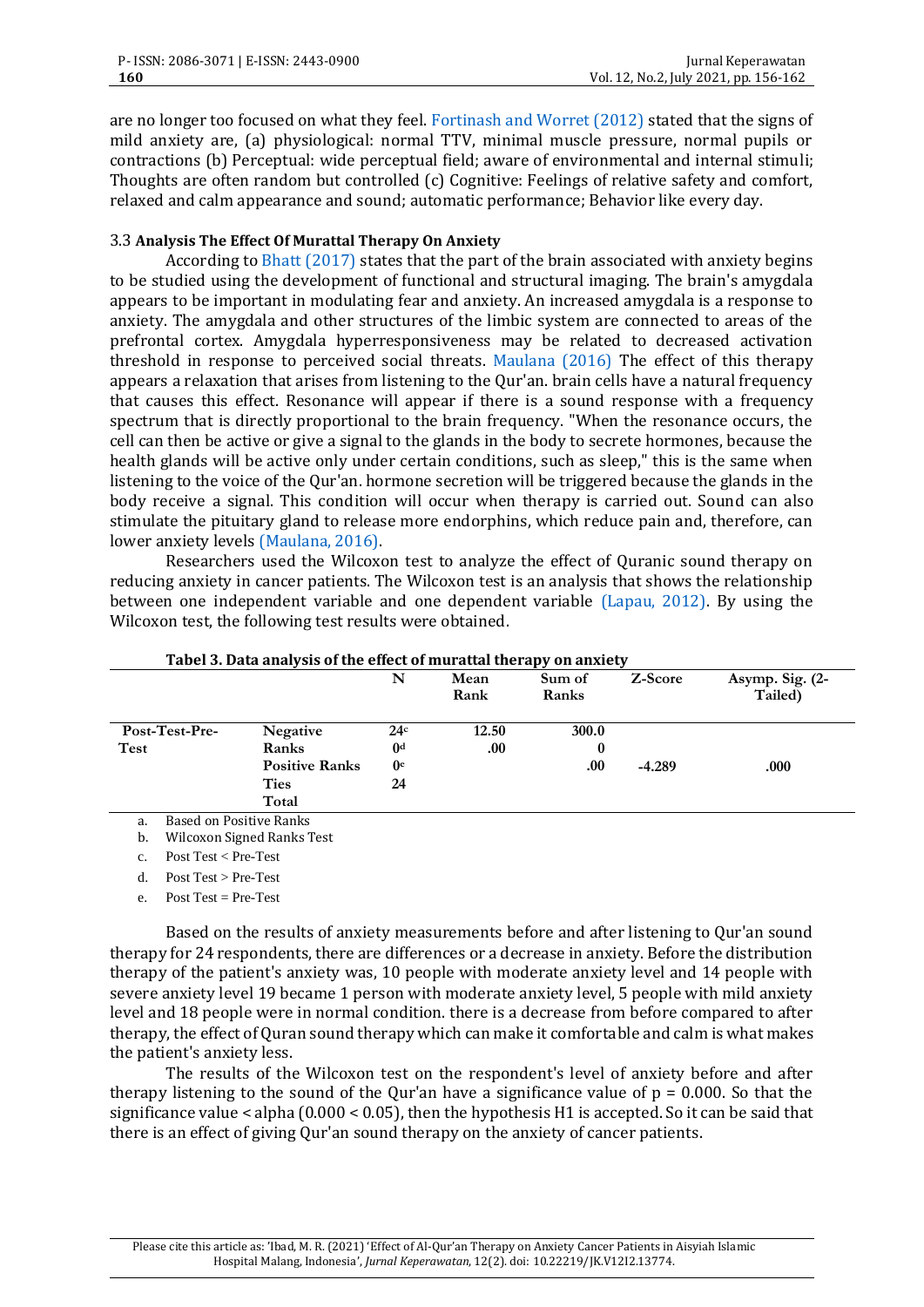are no longer too focused on what they feel. Fortinash and Worret (2012) stated that the signs of mild anxiety are, (a) physiological: normal TTV, minimal muscle pressure, normal pupils or contractions (b) Perceptual: wide perceptual field; aware of environmental and internal stimuli; Thoughts are often random but controlled (c) Cognitive: Feelings of relative safety and comfort, relaxed and calm appearance and sound; automatic performance; Behavior like every day.

### 3.3 Analysis The Effect Of Murattal Therapy On Anxiety

According to Bhatt (2017) states that the part of the brain associated with anxiety begins to be studied using the development of functional and structural imaging. The brain's amygdala appears to be important in modulating fear and anxiety. An increased amygdala is a response to anxiety. The amygdala and other structures of the limbic system are connected to areas of the prefrontal cortex. Amygdala hyperresponsiveness may be related to decreased activation threshold in response to perceived social threats. Maulana (2016) The effect of this therapy appears a relaxation that arises from listening to the Qur'an. brain cells have a natural frequency that causes this effect. Resonance will appear if there is a sound response with a frequency spectrum that is directly proportional to the brain frequency. "When the resonance occurs, the cell can then be active or give a signal to the glands in the body to secrete hormones, because the health glands will be active only under certain conditions, such as sleep," this is the same when listening to the voice of the Qur'an. hormone secretion will be triggered because the glands in the body receive a signal. This condition will occur when therapy is carried out. Sound can also stimulate the pituitary gland to release more endorphins, which reduce pain and, therefore, can lower anxiety levels (Maulana, 2016).

Researchers used the Wilcoxon test to analyze the effect of Quranic sound therapy on reducing anxiety in cancer patients. The Wilcoxon test is an analysis that shows the relationship between one independent variable and one dependent variable (Lapau, 2012). By using the Wilcoxon test, the following test results were obtained.

**Tabel 3. Data analysis of the effect of murattal therapy on anxiety**

| | | N | Mean Rank | Sum of Ranks | Z-Score | Asymp. Sig. (2-Tailed) |
|---|---|---|---|---|---|---|
| Post-Test-Pre-Test | Negative Ranks | 24[c] | 12.50 | 300.0 | | |
| | Positive Ranks | 0[d] | .00 | 0 | | |
| | Ties | 0[e] | | .00 | -4.289 | .000 |
| | Total | 24 | | | | |

a. Based on Positive Ranks
b. Wilcoxon Signed Ranks Test
c. Post Test < Pre-Test
d. Post Test > Pre-Test
e. Post Test = Pre-Test

Based on the results of anxiety measurements before and after listening to Qur'an sound therapy for 24 respondents, there are differences or a decrease in anxiety. Before the distribution therapy of the patient's anxiety was, 10 people with moderate anxiety level and 14 people with severe anxiety level 19 became 1 person with moderate anxiety level, 5 people with mild anxiety level and 18 people were in normal condition. there is a decrease from before compared to after therapy, the effect of Quran sound therapy which can make it comfortable and calm is what makes the patient's anxiety less.

The results of the Wilcoxon test on the respondent's level of anxiety before and after therapy listening to the sound of the Qur'an have a significance value of $p = 0.000$. So that the significance value < alpha ($0.000 < 0.05$), then the hypothesis H1 is accepted. So it can be said that there is an effect of giving Qur'an sound therapy on the anxiety of cancer patients.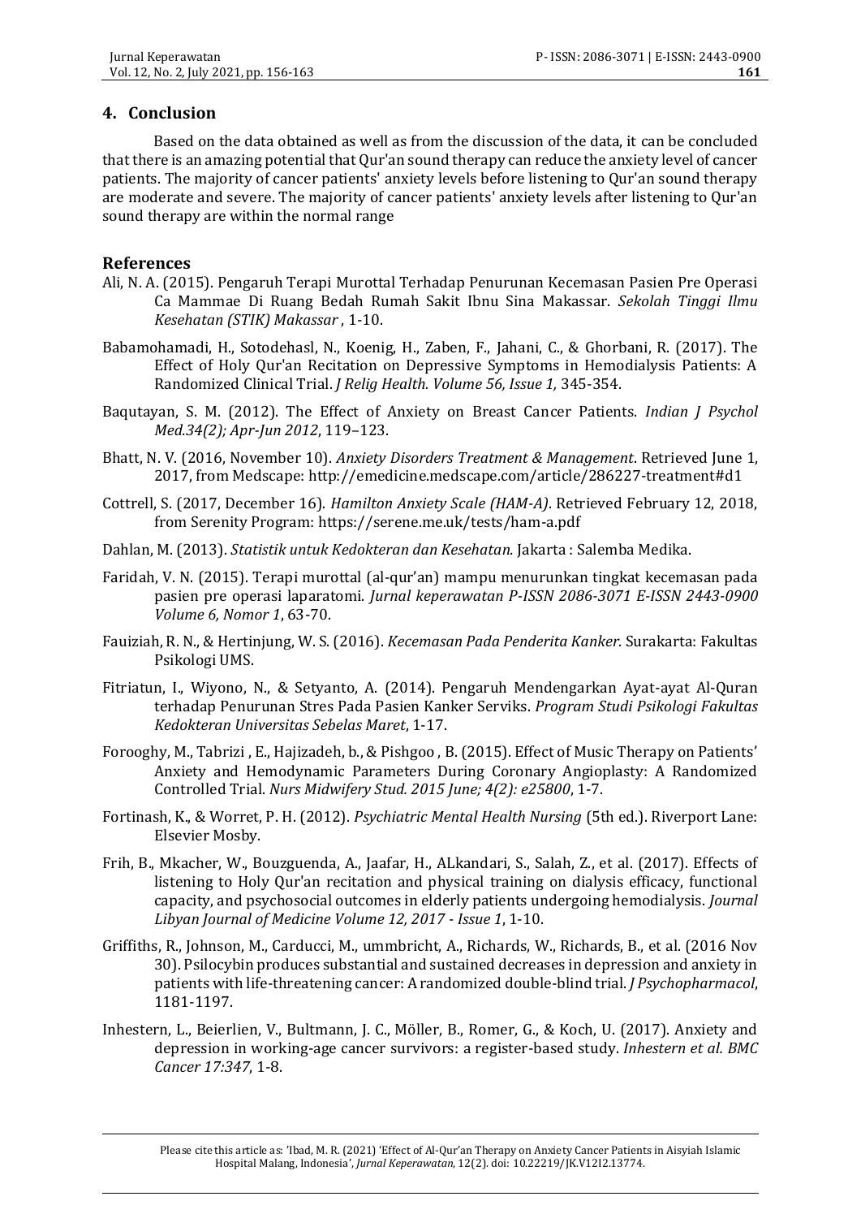## 4. Conclusion

Based on the data obtained as well as from the discussion of the data, it can be concluded that there is an amazing potential that Qur'an sound therapy can reduce the anxiety level of cancer patients. The majority of cancer patients' anxiety levels before listening to Qur'an sound therapy are moderate and severe. The majority of cancer patients' anxiety levels after listening to Qur'an sound therapy are within the normal range

## References

Ali, N. A. (2015). Pengaruh Terapi Murottal Terhadap Penurunan Kecemasan Pasien Pre Operasi Ca Mammae Di Ruang Bedah Rumah Sakit Ibnu Sina Makassar. *Sekolah Tinggi Ilmu Kesehatan (STIK) Makassar* , 1-10.

Babamohamadi, H., Sotodehasl, N., Koenig, H., Zaben, F., Jahani, C., & Ghorbani, R. (2017). The Effect of Holy Qur'an Recitation on Depressive Symptoms in Hemodialysis Patients: A Randomized Clinical Trial. *J Relig Health. Volume 56, Issue 1,* 345-354.

Baqutayan, S. M. (2012). The Effect of Anxiety on Breast Cancer Patients. *Indian J Psychol Med.34(2); Apr-Jun 2012*, 119–123.

Bhatt, N. V. (2016, November 10). *Anxiety Disorders Treatment & Management*. Retrieved June 1, 2017, from Medscape: http://emedicine.medscape.com/article/286227-treatment#d1

Cottrell, S. (2017, December 16). *Hamilton Anxiety Scale (HAM-A)*. Retrieved February 12, 2018, from Serenity Program: https://serene.me.uk/tests/ham-a.pdf

Dahlan, M. (2013). *Statistik untuk Kedokteran dan Kesehatan.* Jakarta : Salemba Medika.

Faridah, V. N. (2015). Terapi murottal (al-qur'an) mampu menurunkan tingkat kecemasan pada pasien pre operasi laparatomi. *Jurnal keperawatan P-ISSN 2086-3071 E-ISSN 2443-0900 Volume 6, Nomor 1*, 63-70.

Fauiziah, R. N., & Hertinjung, W. S. (2016). *Kecemasan Pada Penderita Kanker.* Surakarta: Fakultas Psikologi UMS.

Fitriatun, I., Wiyono, N., & Setyanto, A. (2014). Pengaruh Mendengarkan Ayat-ayat Al-Quran terhadap Penurunan Stres Pada Pasien Kanker Serviks. *Program Studi Psikologi Fakultas Kedokteran Universitas Sebelas Maret*, 1-17.

Forooghy, M., Tabrizi , E., Hajizadeh, b., & Pishgoo , B. (2015). Effect of Music Therapy on Patients' Anxiety and Hemodynamic Parameters During Coronary Angioplasty: A Randomized Controlled Trial. *Nurs Midwifery Stud. 2015 June; 4(2): e25800*, 1-7.

Fortinash, K., & Worret, P. H. (2012). *Psychiatric Mental Health Nursing* (5th ed.). Riverport Lane: Elsevier Mosby.

Frih, B., Mkacher, W., Bouzguenda, A., Jaafar, H., ALkandari, S., Salah, Z., et al. (2017). Effects of listening to Holy Qur'an recitation and physical training on dialysis efficacy, functional capacity, and psychosocial outcomes in elderly patients undergoing hemodialysis. *Journal Libyan Journal of Medicine Volume 12, 2017 - Issue 1*, 1-10.

Griffiths, R., Johnson, M., Carducci, M., ummbricht, A., Richards, W., Richards, B., et al. (2016 Nov 30). Psilocybin produces substantial and sustained decreases in depression and anxiety in patients with life-threatening cancer: A randomized double-blind trial. *J Psychopharmacol*, 1181-1197.

Inhestern, L., Beierlien, V., Bultmann, J. C., Möller, B., Romer, G., & Koch, U. (2017). Anxiety and depression in working-age cancer survivors: a register-based study. *Inhestern et al. BMC Cancer 17:347*, 1-8.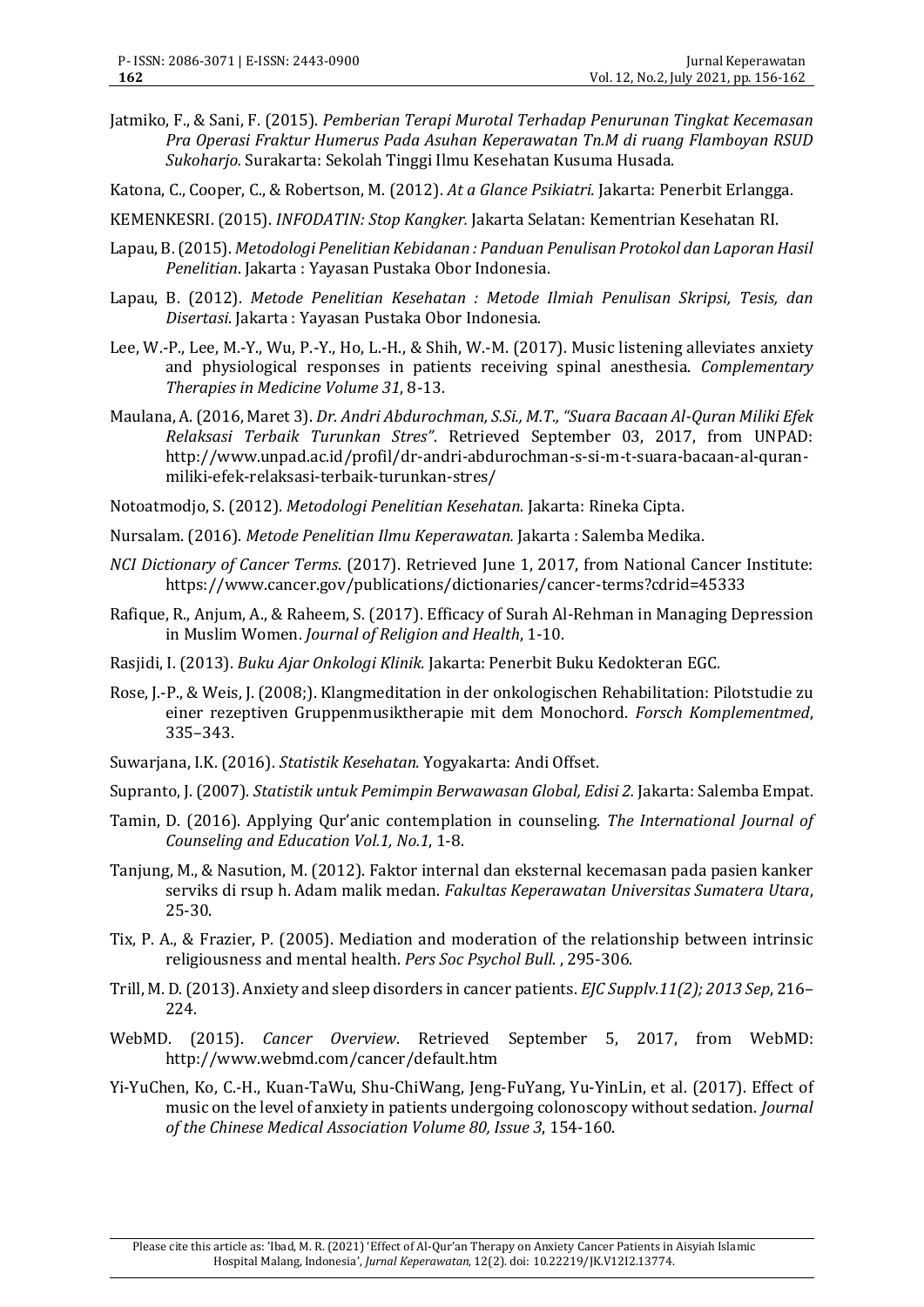Jatmiko, F., & Sani, F. (2015). *Pemberian Terapi Murotal Terhadap Penurunan Tingkat Kecemasan Pra Operasi Fraktur Humerus Pada Asuhan Keperawatan Tn.M di ruang Flamboyan RSUD Sukoharjo.* Surakarta: Sekolah Tinggi Ilmu Kesehatan Kusuma Husada.

Katona, C., Cooper, C., & Robertson, M. (2012). *At a Glance Psikiatri.* Jakarta: Penerbit Erlangga.

KEMENKESRI. (2015). *INFODATIN: Stop Kangker.* Jakarta Selatan: Kementrian Kesehatan RI.

Lapau, B. (2015). *Metodologi Penelitian Kebidanan : Panduan Penulisan Protokol dan Laporan Hasil Penelitian*. Jakarta : Yayasan Pustaka Obor Indonesia.

Lapau, B. (2012). *Metode Penelitian Kesehatan : Metode Ilmiah Penulisan Skripsi, Tesis, dan Disertasi*. Jakarta : Yayasan Pustaka Obor Indonesia.

Lee, W.-P., Lee, M.-Y., Wu, P.-Y., Ho, L.-H., & Shih, W.-M. (2017). Music listening alleviates anxiety and physiological responses in patients receiving spinal anesthesia. *Complementary Therapies in Medicine Volume 31*, 8-13.

Maulana, A. (2016, Maret 3). *Dr. Andri Abdurochman, S.Si., M.T., "Suara Bacaan Al-Quran Miliki Efek Relaksasi Terbaik Turunkan Stres"*. Retrieved September 03, 2017, from UNPAD: http://www.unpad.ac.id/profil/dr-andri-abdurochman-s-si-m-t-suara-bacaan-al-quran-miliki-efek-relaksasi-terbaik-turunkan-stres/

Notoatmodjo, S. (2012). *Metodologi Penelitian Kesehatan.* Jakarta: Rineka Cipta.

Nursalam. (2016). *Metode Penelitian Ilmu Keperawatan.* Jakarta : Salemba Medika.

*NCI Dictionary of Cancer Terms*. (2017). Retrieved June 1, 2017, from National Cancer Institute: https://www.cancer.gov/publications/dictionaries/cancer-terms?cdrid=45333

Rafique, R., Anjum, A., & Raheem, S. (2017). Efficacy of Surah Al-Rehman in Managing Depression in Muslim Women. *Journal of Religion and Health*, 1-10.

Rasjidi, I. (2013). *Buku Ajar Onkologi Klinik.* Jakarta: Penerbit Buku Kedokteran EGC.

Rose, J.-P., & Weis, J. (2008;). Klangmeditation in der onkologischen Rehabilitation: Pilotstudie zu einer rezeptiven Gruppenmusiktherapie mit dem Monochord. *Forsch Komplementmed*, 335–343.

Suwarjana, I.K. (2016). *Statistik Kesehatan.* Yogyakarta: Andi Offset.

Supranto, J. (2007). *Statistik untuk Pemimpin Berwawasan Global, Edisi 2.* Jakarta: Salemba Empat.

Tamin, D. (2016). Applying Qur'anic contemplation in counseling. *The International Journal of Counseling and Education Vol.1, No.1*, 1-8.

Tanjung, M., & Nasution, M. (2012). Faktor internal dan eksternal kecemasan pada pasien kanker serviks di rsup h. Adam malik medan. *Fakultas Keperawatan Universitas Sumatera Utara*, 25-30.

Tix, P. A., & Frazier, P. (2005). Mediation and moderation of the relationship between intrinsic religiousness and mental health. *Pers Soc Psychol Bull.* , 295-306.

Trill, M. D. (2013). Anxiety and sleep disorders in cancer patients. *EJC Supplv.11(2); 2013 Sep*, 216–224.

WebMD. (2015). *Cancer Overview*. Retrieved September 5, 2017, from WebMD: http://www.webmd.com/cancer/default.htm

Yi-YuChen, Ko, C.-H., Kuan-TaWu, Shu-ChiWang, Jeng-FuYang, Yu-YinLin, et al. (2017). Effect of music on the level of anxiety in patients undergoing colonoscopy without sedation. *Journal of the Chinese Medical Association Volume 80, Issue 3*, 154-160.

Please cite this article as: 'Ibad, M. R. (2021) 'Effect of Al-Qur'an Therapy on Anxiety Cancer Patients in Aisyiah Islamic Hospital Malang, Indonesia', *Jurnal Keperawatan*, 12(2). doi: 10.22219/JK.V12I2.13774.